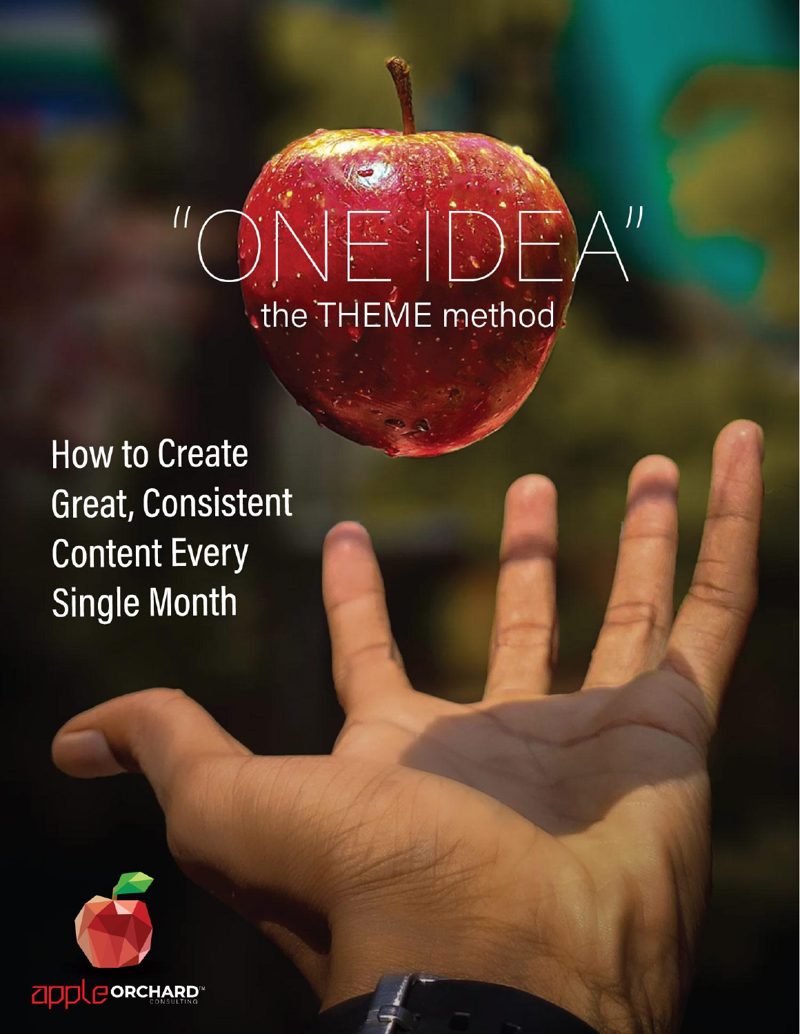# "ONE IDEA"

## the THEME method

How to Create Great, Consistent Content Every Single Month

apple ORCHARD™ CONSULTING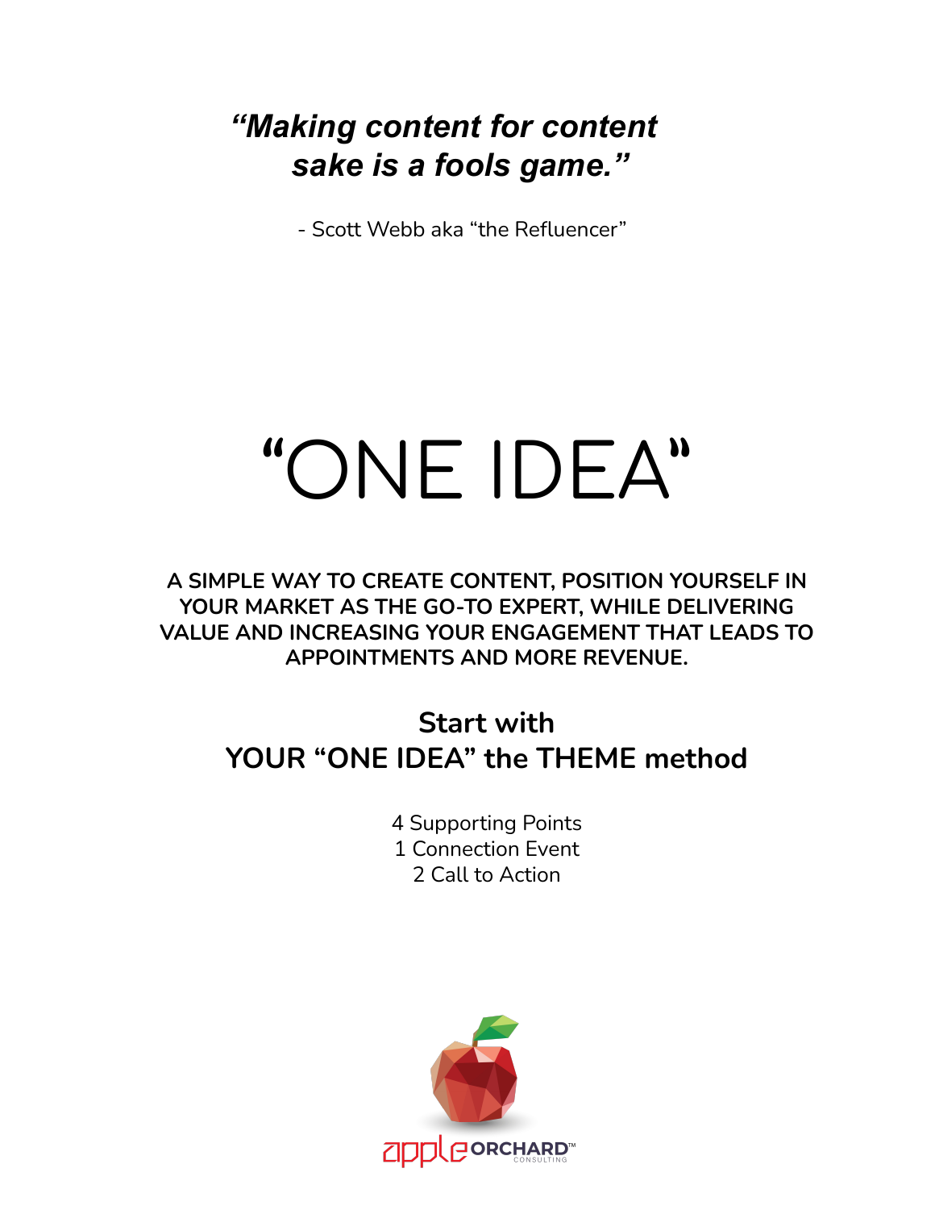***"Making content for content sake is a fools game."***

- Scott Webb aka "the Refluencer"

# "ONE IDEA"

**A SIMPLE WAY TO CREATE CONTENT, POSITION YOURSELF IN YOUR MARKET AS THE GO-TO EXPERT, WHILE DELIVERING VALUE AND INCREASING YOUR ENGAGEMENT THAT LEADS TO APPOINTMENTS AND MORE REVENUE.**

## Start with YOUR "ONE IDEA" the THEME method

4 Supporting Points
1 Connection Event
2 Call to Action

apple ORCHARD™ CONSULTING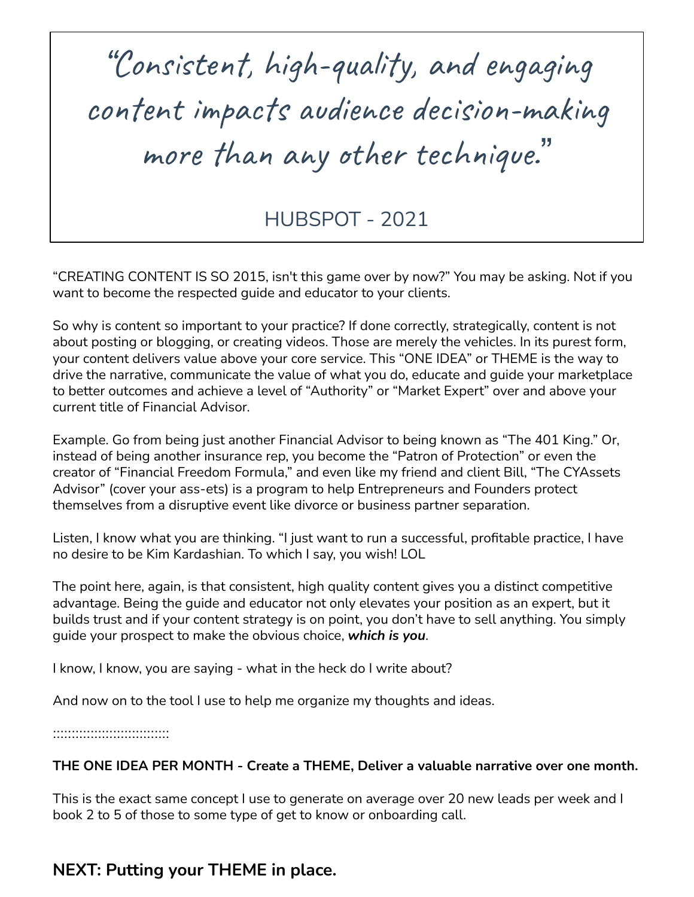> "Consistent, high-quality, and engaging content impacts audience decision-making more than any other technique."
>
> HUBSPOT - 2021

"CREATING CONTENT IS SO 2015, isn't this game over by now?" You may be asking. Not if you want to become the respected guide and educator to your clients.

So why is content so important to your practice? If done correctly, strategically, content is not about posting or blogging, or creating videos. Those are merely the vehicles. In its purest form, your content delivers value above your core service. This "ONE IDEA" or THEME is the way to drive the narrative, communicate the value of what you do, educate and guide your marketplace to better outcomes and achieve a level of "Authority" or "Market Expert" over and above your current title of Financial Advisor.

Example. Go from being just another Financial Advisor to being known as "The 401 King." Or, instead of being another insurance rep, you become the "Patron of Protection" or even the creator of "Financial Freedom Formula," and even like my friend and client Bill, "The CYAssets Advisor" (cover your ass-ets) is a program to help Entrepreneurs and Founders protect themselves from a disruptive event like divorce or business partner separation.

Listen, I know what you are thinking. "I just want to run a successful, profitable practice, I have no desire to be Kim Kardashian. To which I say, you wish! LOL

The point here, again, is that consistent, high quality content gives you a distinct competitive advantage. Being the guide and educator not only elevates your position as an expert, but it builds trust and if your content strategy is on point, you don't have to sell anything. You simply guide your prospect to make the obvious choice, ***which is you***.

I know, I know, you are saying - what in the heck do I write about?

And now on to the tool I use to help me organize my thoughts and ideas.

::::::::::::::::::::::::::::::::

**THE ONE IDEA PER MONTH - Create a THEME, Deliver a valuable narrative over one month.**

This is the exact same concept I use to generate on average over 20 new leads per week and I book 2 to 5 of those to some type of get to know or onboarding call.

## NEXT: Putting your THEME in place.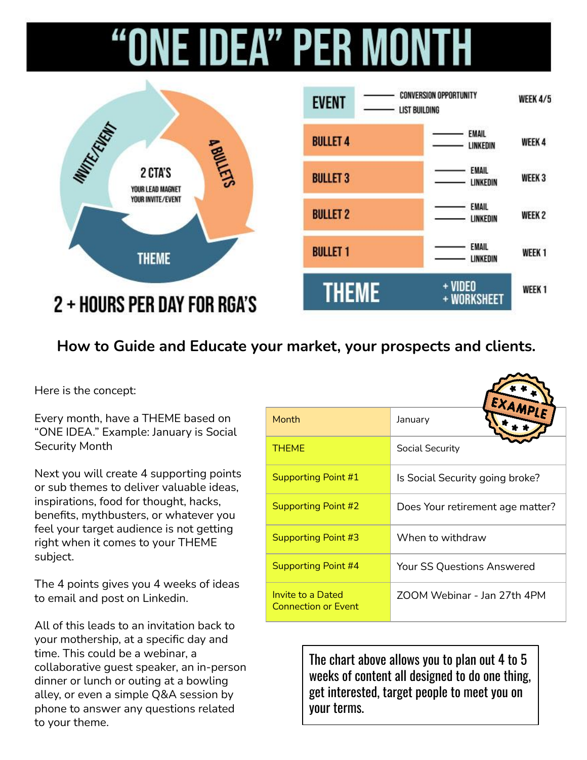# "ONE IDEA" PER MONTH

INVITE/EVENT

4 BULLETS

THEME

2 CTA'S

YOUR LEAD MAGNET
YOUR INVITE/EVENT

**2 + HOURS PER DAY FOR RGA'S**

| | | |
|---|---|---|
| EVENT | CONVERSION OPPORTUNITY<br>LIST BUILDING | WEEK 4/5 |
| BULLET 4 | EMAIL<br>LINKEDIN | WEEK 4 |
| BULLET 3 | EMAIL<br>LINKEDIN | WEEK 3 |
| BULLET 2 | EMAIL<br>LINKEDIN | WEEK 2 |
| BULLET 1 | EMAIL<br>LINKEDIN | WEEK 1 |
| THEME | + VIDEO<br>+ WORKSHEET | WEEK 1 |

## How to Guide and Educate your market, your prospects and clients.

Here is the concept:

Every month, have a THEME based on "ONE IDEA." Example: January is Social Security Month

Next you will create 4 supporting points or sub themes to deliver valuable ideas, inspirations, food for thought, hacks, benefits, mythbusters, or whatever you feel your target audience is not getting right when it comes to your THEME subject.

The 4 points gives you 4 weeks of ideas to email and post on Linkedin.

All of this leads to an invitation back to your mothership, at a specific day and time. This could be a webinar, a collaborative guest speaker, an in-person dinner or lunch or outing at a bowling alley, or even a simple Q&A session by phone to answer any questions related to your theme.

EXAMPLE

| Month | January |
|---|---|
| THEME | Social Security |
| Supporting Point #1 | Is Social Security going broke? |
| Supporting Point #2 | Does Your retirement age matter? |
| Supporting Point #3 | When to withdraw |
| Supporting Point #4 | Your SS Questions Answered |
| Invite to a Dated Connection or Event | ZOOM Webinar - Jan 27th 4PM |

The chart above allows you to plan out 4 to 5 weeks of content all designed to do one thing, get interested, target people to meet you on your terms.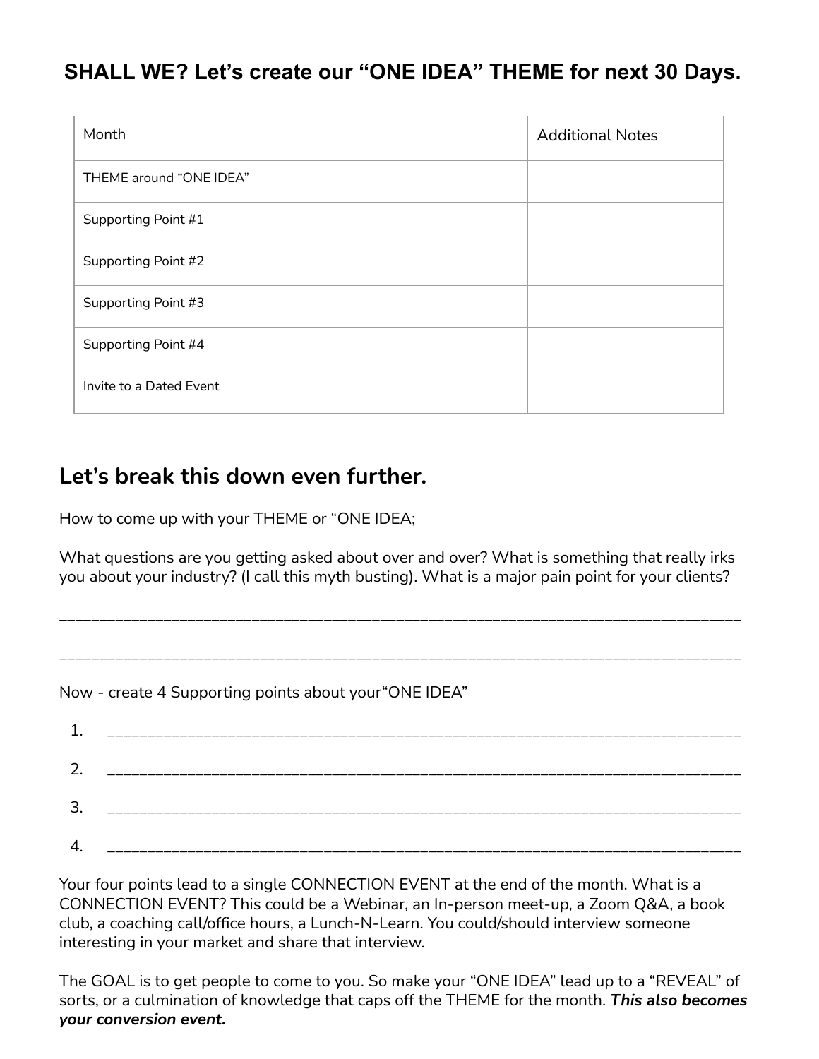## SHALL WE? Let's create our "ONE IDEA" THEME for next 30 Days.

| Month | | Additional Notes |
| --- | --- | --- |
| THEME around "ONE IDEA" | | |
| Supporting Point #1 | | |
| Supporting Point #2 | | |
| Supporting Point #3 | | |
| Supporting Point #4 | | |
| Invite to a Dated Event | | |

## Let's break this down even further.

How to come up with your THEME or "ONE IDEA;

What questions are you getting asked about over and over? What is something that really irks you about your industry? (I call this myth busting). What is a major pain point for your clients?

___________________________________________________________________________________

___________________________________________________________________________________

Now - create 4 Supporting points about your"ONE IDEA"

1. ___________________________________________________________________________
2. ___________________________________________________________________________
3. ___________________________________________________________________________
4. ___________________________________________________________________________

Your four points lead to a single CONNECTION EVENT at the end of the month. What is a CONNECTION EVENT? This could be a Webinar, an In-person meet-up, a Zoom Q&A, a book club, a coaching call/office hours, a Lunch-N-Learn. You could/should interview someone interesting in your market and share that interview.

The GOAL is to get people to come to you. So make your "ONE IDEA" lead up to a "REVEAL" of sorts, or a culmination of knowledge that caps off the THEME for the month. ***This also becomes your conversion event.***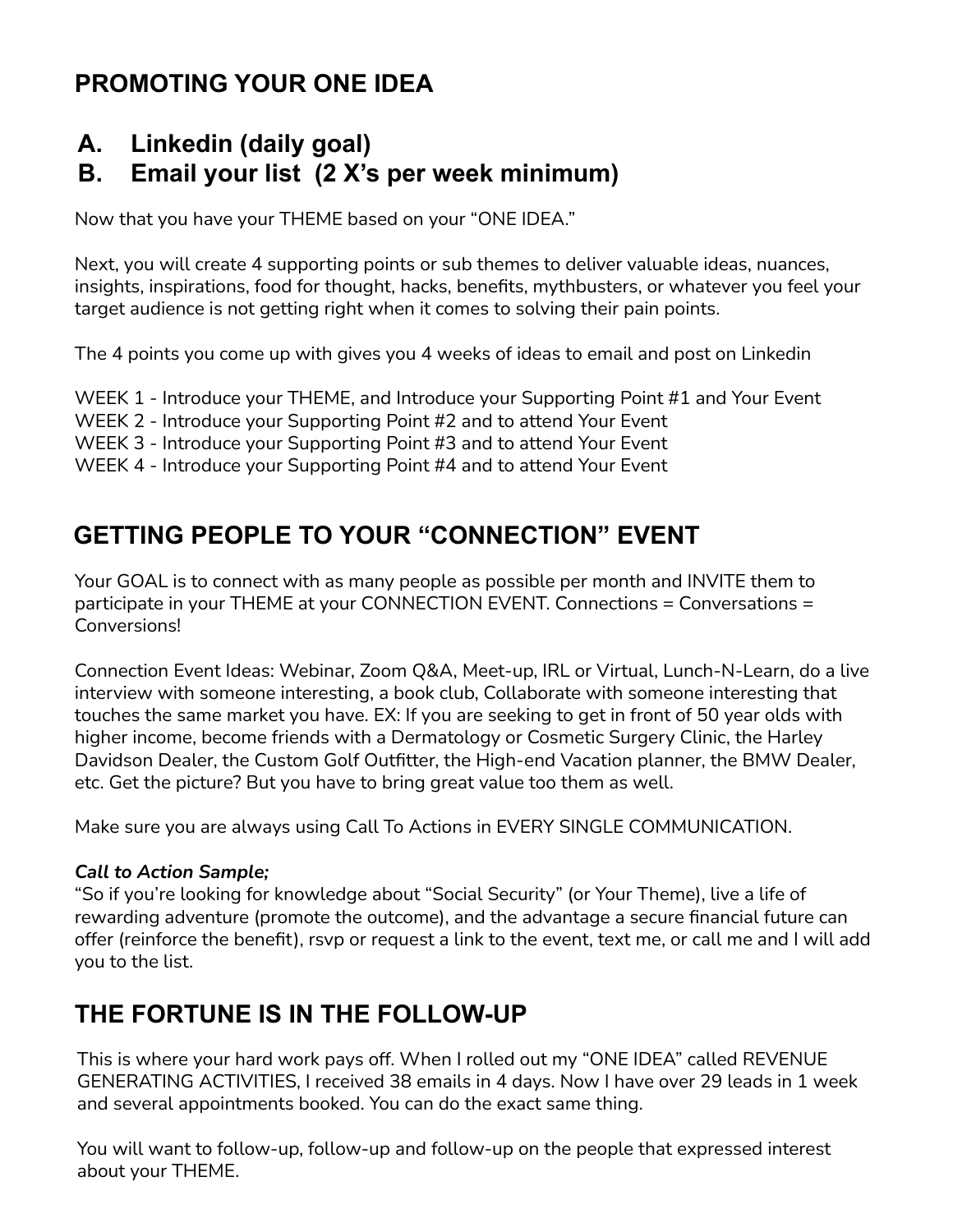## PROMOTING YOUR ONE IDEA

A. **Linkedin (daily goal)**
B. **Email your list (2 X's per week minimum)**

Now that you have your THEME based on your "ONE IDEA."

Next, you will create 4 supporting points or sub themes to deliver valuable ideas, nuances, insights, inspirations, food for thought, hacks, benefits, mythbusters, or whatever you feel your target audience is not getting right when it comes to solving their pain points.

The 4 points you come up with gives you 4 weeks of ideas to email and post on Linkedin

WEEK 1 - Introduce your THEME, and Introduce your Supporting Point #1 and Your Event
WEEK 2 - Introduce your Supporting Point #2 and to attend Your Event
WEEK 3 - Introduce your Supporting Point #3 and to attend Your Event
WEEK 4 - Introduce your Supporting Point #4 and to attend Your Event

## GETTING PEOPLE TO YOUR "CONNECTION" EVENT

Your GOAL is to connect with as many people as possible per month and INVITE them to participate in your THEME at your CONNECTION EVENT. Connections = Conversations = Conversions!

Connection Event Ideas: Webinar, Zoom Q&A, Meet-up, IRL or Virtual, Lunch-N-Learn, do a live interview with someone interesting, a book club, Collaborate with someone interesting that touches the same market you have. EX: If you are seeking to get in front of 50 year olds with higher income, become friends with a Dermatology or Cosmetic Surgery Clinic, the Harley Davidson Dealer, the Custom Golf Outfitter, the High-end Vacation planner, the BMW Dealer, etc. Get the picture? But you have to bring great value too them as well.

Make sure you are always using Call To Actions in EVERY SINGLE COMMUNICATION.

***Call to Action Sample;***
"So if you're looking for knowledge about "Social Security" (or Your Theme), live a life of rewarding adventure (promote the outcome), and the advantage a secure financial future can offer (reinforce the benefit), rsvp or request a link to the event, text me, or call me and I will add you to the list.

## THE FORTUNE IS IN THE FOLLOW-UP

This is where your hard work pays off. When I rolled out my "ONE IDEA" called REVENUE GENERATING ACTIVITIES, I received 38 emails in 4 days. Now I have over 29 leads in 1 week and several appointments booked. You can do the exact same thing.

You will want to follow-up, follow-up and follow-up on the people that expressed interest about your THEME.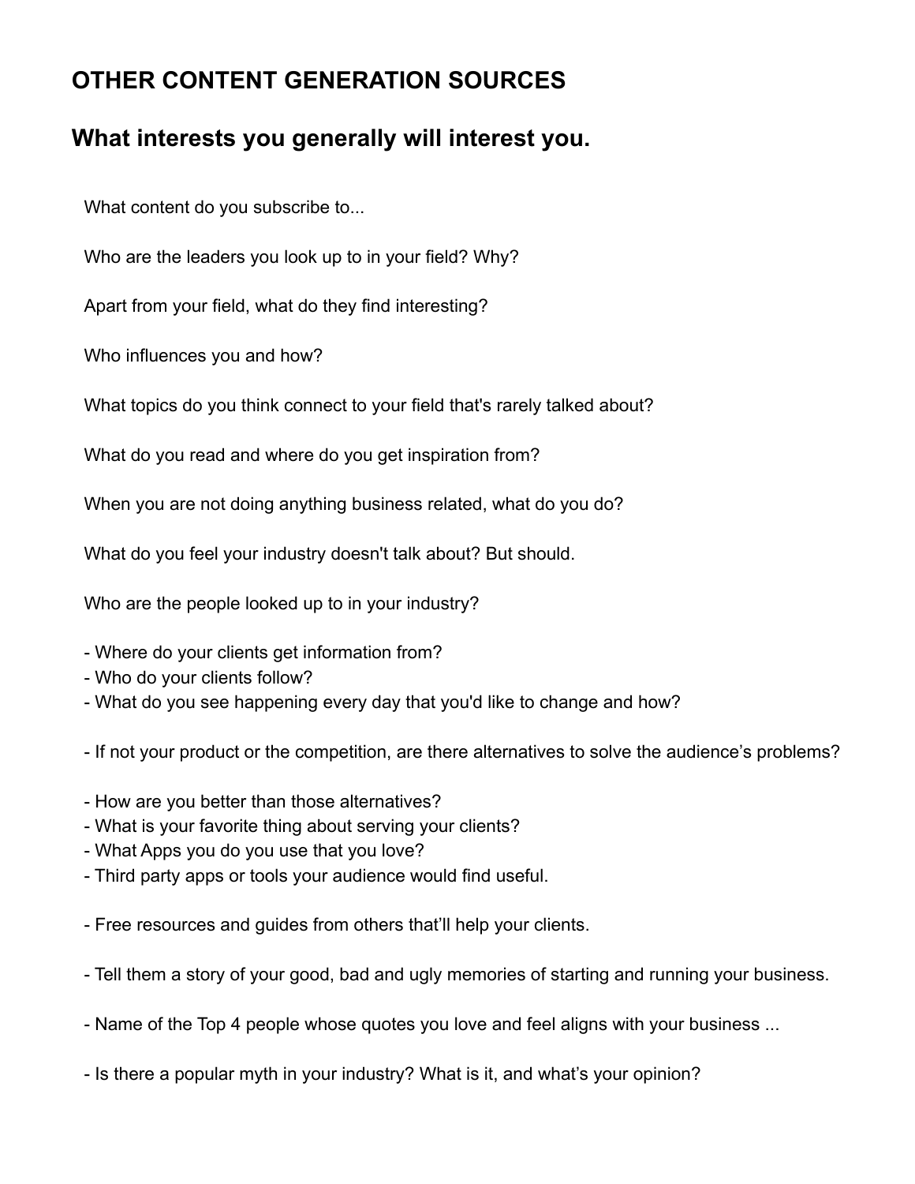# OTHER CONTENT GENERATION SOURCES

## What interests you generally will interest you.

What content do you subscribe to...

Who are the leaders you look up to in your field? Why?

Apart from your field, what do they find interesting?

Who influences you and how?

What topics do you think connect to your field that's rarely talked about?

What do you read and where do you get inspiration from?

When you are not doing anything business related, what do you do?

What do you feel your industry doesn't talk about? But should.

Who are the people looked up to in your industry?

- Where do your clients get information from?
- Who do your clients follow?
- What do you see happening every day that you'd like to change and how?

- If not your product or the competition, are there alternatives to solve the audience's problems?

- How are you better than those alternatives?
- What is your favorite thing about serving your clients?
- What Apps you do you use that you love?
- Third party apps or tools your audience would find useful.

- Free resources and guides from others that'll help your clients.

- Tell them a story of your good, bad and ugly memories of starting and running your business.

- Name of the Top 4 people whose quotes you love and feel aligns with your business ...

- Is there a popular myth in your industry? What is it, and what's your opinion?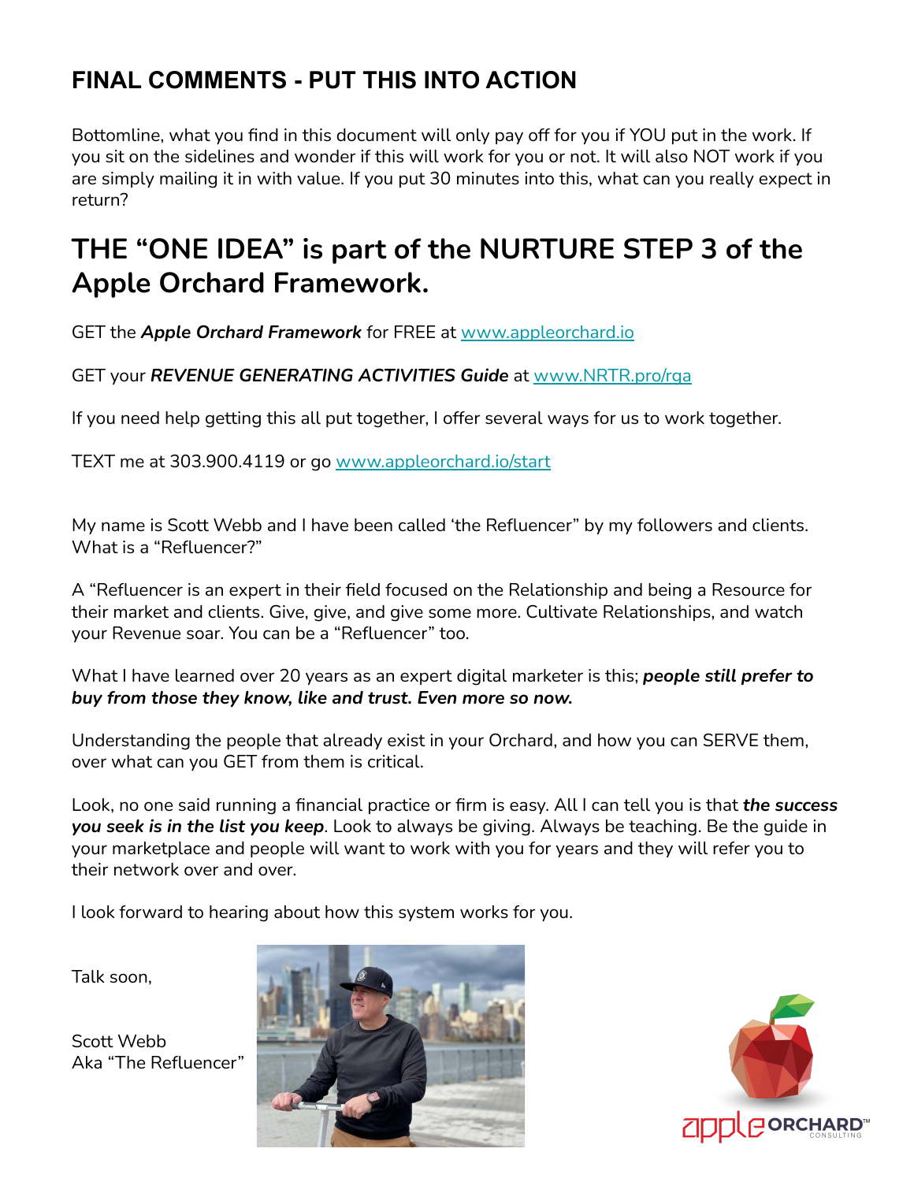## FINAL COMMENTS - PUT THIS INTO ACTION

Bottomline, what you find in this document will only pay off for you if YOU put in the work. If you sit on the sidelines and wonder if this will work for you or not. It will also NOT work if you are simply mailing it in with value. If you put 30 minutes into this, what can you really expect in return?

# THE "ONE IDEA" is part of the NURTURE STEP 3 of the Apple Orchard Framework.

GET the ***Apple Orchard Framework*** for FREE at [www.appleorchard.io](http://www.appleorchard.io)

GET your ***REVENUE GENERATING ACTIVITIES Guide*** at [www.NRTR.pro/rga](http://www.NRTR.pro/rga)

If you need help getting this all put together, I offer several ways for us to work together.

TEXT me at 303.900.4119 or go [www.appleorchard.io/start](http://www.appleorchard.io/start)

My name is Scott Webb and I have been called 'the Refluencer" by my followers and clients. What is a "Refluencer?"

A "Refluencer is an expert in their field focused on the Relationship and being a Resource for their market and clients. Give, give, and give some more. Cultivate Relationships, and watch your Revenue soar. You can be a "Refluencer" too.

What I have learned over 20 years as an expert digital marketer is this; ***people still prefer to buy from those they know, like and trust. Even more so now.***

Understanding the people that already exist in your Orchard, and how you can SERVE them, over what can you GET from them is critical.

Look, no one said running a financial practice or firm is easy. All I can tell you is that ***the success you seek is in the list you keep***. Look to always be giving. Always be teaching. Be the guide in your marketplace and people will want to work with you for years and they will refer you to their network over and over.

I look forward to hearing about how this system works for you.

Talk soon,

Scott Webb
Aka "The Refluencer"

apple ORCHARD™ CONSULTING